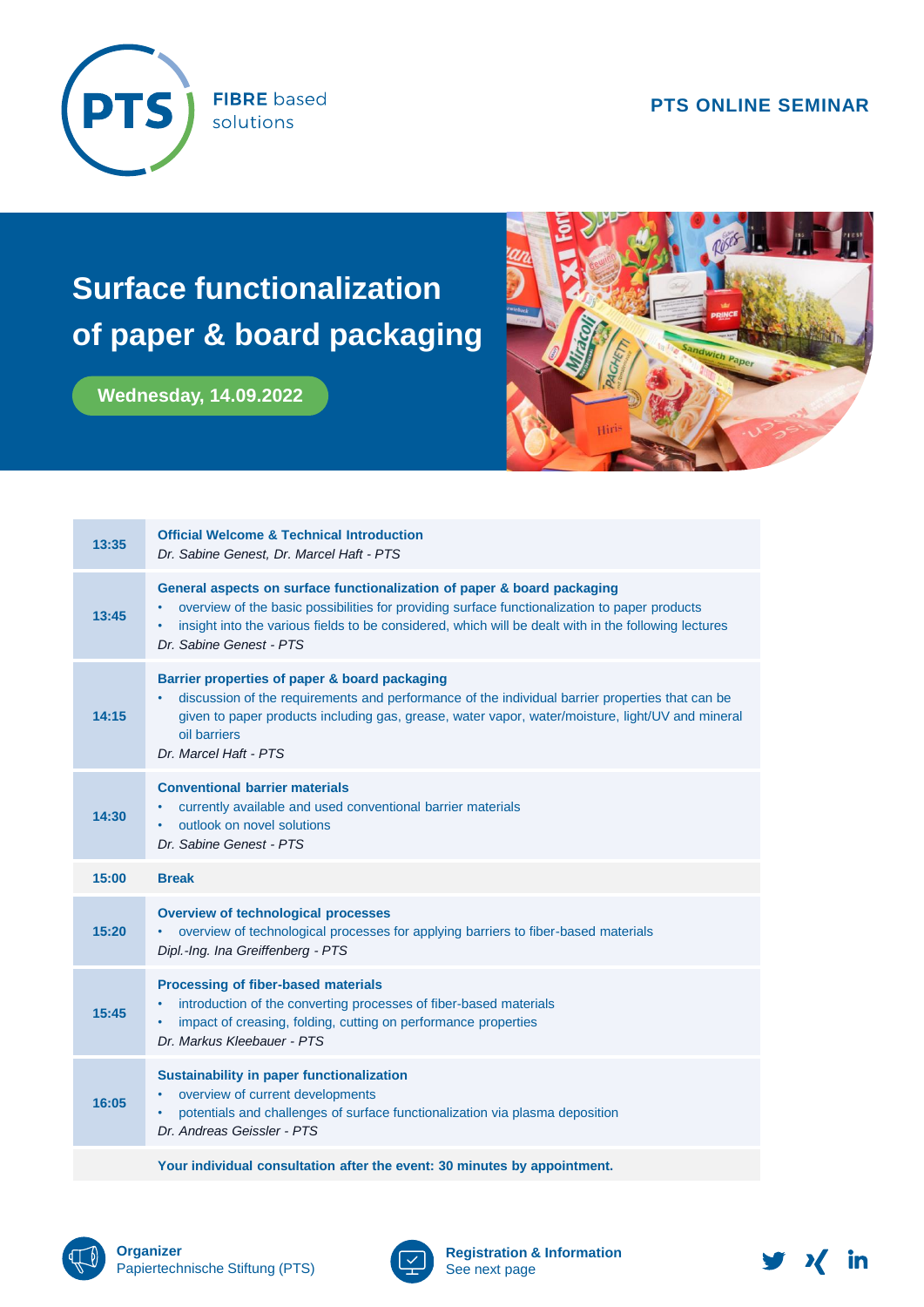PTS FIBRE based solutions

PTS ONLINE SEMINAR

# Surface functionalization of paper & board packaging

**Wednesday, 14.09.2022**

| | |
|---|---|
| **13:35** | **Official Welcome & Technical Introduction**<br>*Dr. Sabine Genest, Dr. Marcel Haft - PTS* |
| **13:45** | **General aspects on surface functionalization of paper & board packaging**<br>• overview of the basic possibilities for providing surface functionalization to paper products<br>• insight into the various fields to be considered, which will be dealt with in the following lectures<br>*Dr. Sabine Genest - PTS* |
| **14:15** | **Barrier properties of paper & board packaging**<br>• discussion of the requirements and performance of the individual barrier properties that can be given to paper products including gas, grease, water vapor, water/moisture, light/UV and mineral oil barriers<br>*Dr. Marcel Haft - PTS* |
| **14:30** | **Conventional barrier materials**<br>• currently available and used conventional barrier materials<br>• outlook on novel solutions<br>*Dr. Sabine Genest - PTS* |
| **15:00** | **Break** |
| **15:20** | **Overview of technological processes**<br>• overview of technological processes for applying barriers to fiber-based materials<br>*Dipl.-Ing. Ina Greiffenberg - PTS* |
| **15:45** | **Processing of fiber-based materials**<br>• introduction of the converting processes of fiber-based materials<br>• impact of creasing, folding, cutting on performance properties<br>*Dr. Markus Kleebauer - PTS* |
| **16:05** | **Sustainability in paper functionalization**<br>• overview of current developments<br>• potentials and challenges of surface functionalization via plasma deposition<br>*Dr. Andreas Geissler - PTS* |
| | **Your individual consultation after the event: 30 minutes by appointment.** |

**Organizer**
Papiertechnische Stiftung (PTS)

**Registration & Information**
See next page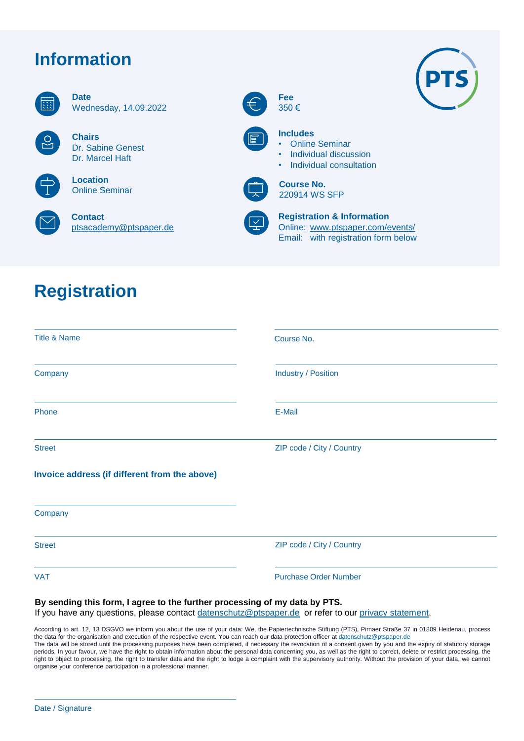# Information

**Date**
Wednesday, 14.09.2022

**Chairs**
Dr. Sabine Genest
Dr. Marcel Haft

**Location**
Online Seminar

**Contact**
ptsacademy@ptspaper.de

**Fee**
350 €

**Includes**
- Online Seminar
- Individual discussion
- Individual consultation

**Course No.**
220914 WS SFP

**Registration & Information**
Online: www.ptspaper.com/events/
Email: with registration form below

# Registration

Title & Name

Course No.

Company

Industry / Position

Phone

E-Mail

Street

ZIP code / City / Country

**Invoice address (if different from the above)**

Company

Street

ZIP code / City / Country

VAT

Purchase Order Number

**By sending this form, I agree to the further processing of my data by PTS.**
If you have any questions, please contact datenschutz@ptspaper.de or refer to our privacy statement.

According to art. 12, 13 DSGVO we inform you about the use of your data: We, the Papiertechnische Stiftung (PTS), Pirnaer Straße 37 in 01809 Heidenau, process the data for the organisation and execution of the respective event. You can reach our data protection officer at datenschutz@ptspaper.de
The data will be stored until the processing purposes have been completed, if necessary the revocation of a consent given by you and the expiry of statutory storage periods. In your favour, we have the right to obtain information about the personal data concerning you, as well as the right to correct, delete or restrict processing, the right to object to processing, the right to transfer data and the right to lodge a complaint with the supervisory authority. Without the provision of your data, we cannot organise your conference participation in a professional manner.

Date / Signature